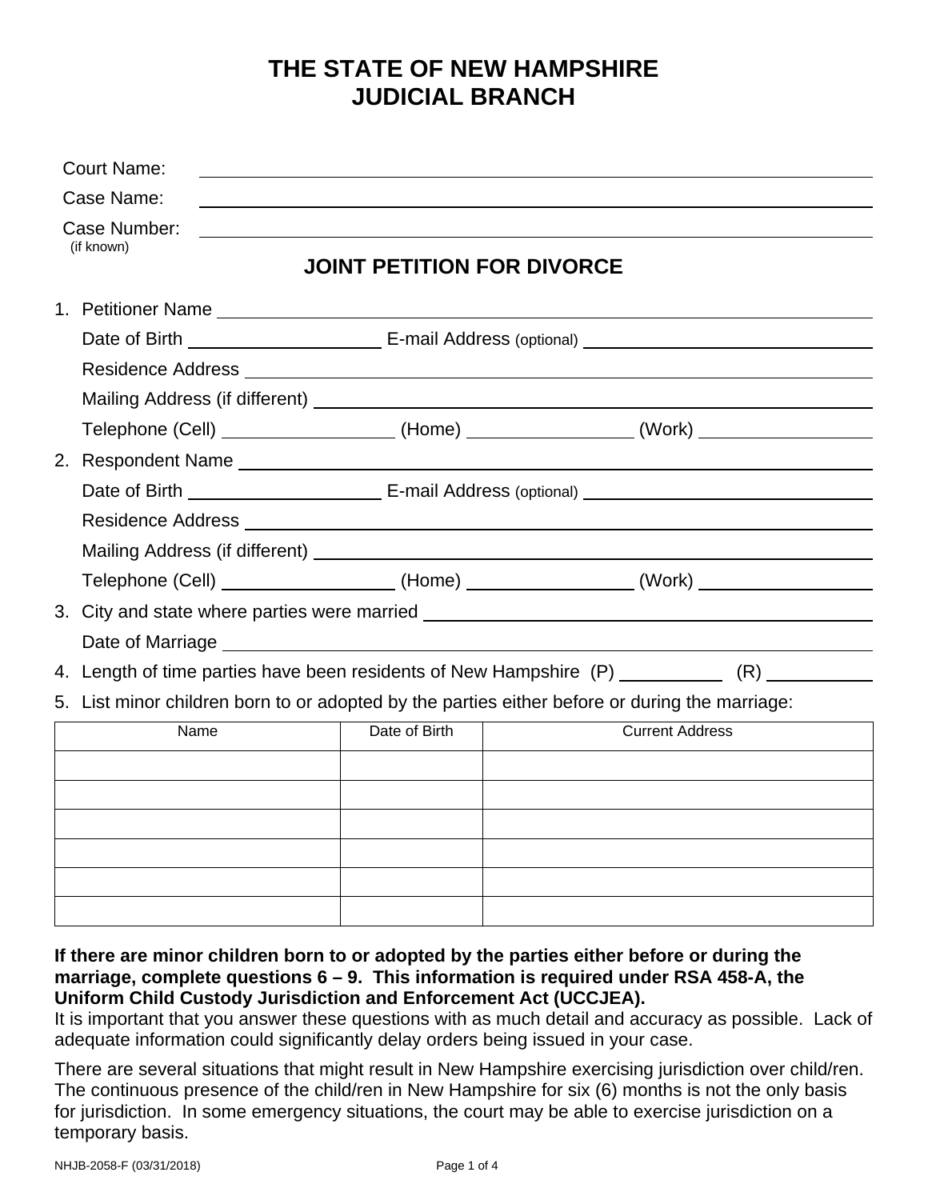# THE STATE OF NEW HAMPSHIRE
# JUDICIAL BRANCH

Court Name: ______________________________

Case Name: ______________________________

Case Number: ______________________________
(if known)

## JOINT PETITION FOR DIVORCE

1. Petitioner Name ______________________________

   Date of Birth ______________ E-mail Address (optional) ______________

   Residence Address ______________________________

   Mailing Address (if different) ______________________________

   Telephone (Cell) ______________ (Home) ______________ (Work) ______________

2. Respondent Name ______________________________

   Date of Birth ______________ E-mail Address (optional) ______________

   Residence Address ______________________________

   Mailing Address (if different) ______________________________

   Telephone (Cell) ______________ (Home) ______________ (Work) ______________

3. City and state where parties were married ______________________________

   Date of Marriage ______________________________

4. Length of time parties have been residents of New Hampshire (P) __________ (R) __________

5. List minor children born to or adopted by the parties either before or during the marriage:

| Name | Date of Birth | Current Address |
|---|---|---|
| | | |
| | | |
| | | |
| | | |
| | | |
| | | |

**If there are minor children born to or adopted by the parties either before or during the marriage, complete questions 6 – 9. This information is required under RSA 458-A, the Uniform Child Custody Jurisdiction and Enforcement Act (UCCJEA).**

It is important that you answer these questions with as much detail and accuracy as possible. Lack of adequate information could significantly delay orders being issued in your case.

There are several situations that might result in New Hampshire exercising jurisdiction over child/ren. The continuous presence of the child/ren in New Hampshire for six (6) months is not the only basis for jurisdiction. In some emergency situations, the court may be able to exercise jurisdiction on a temporary basis.

NHJB-2058-F (03/31/2018)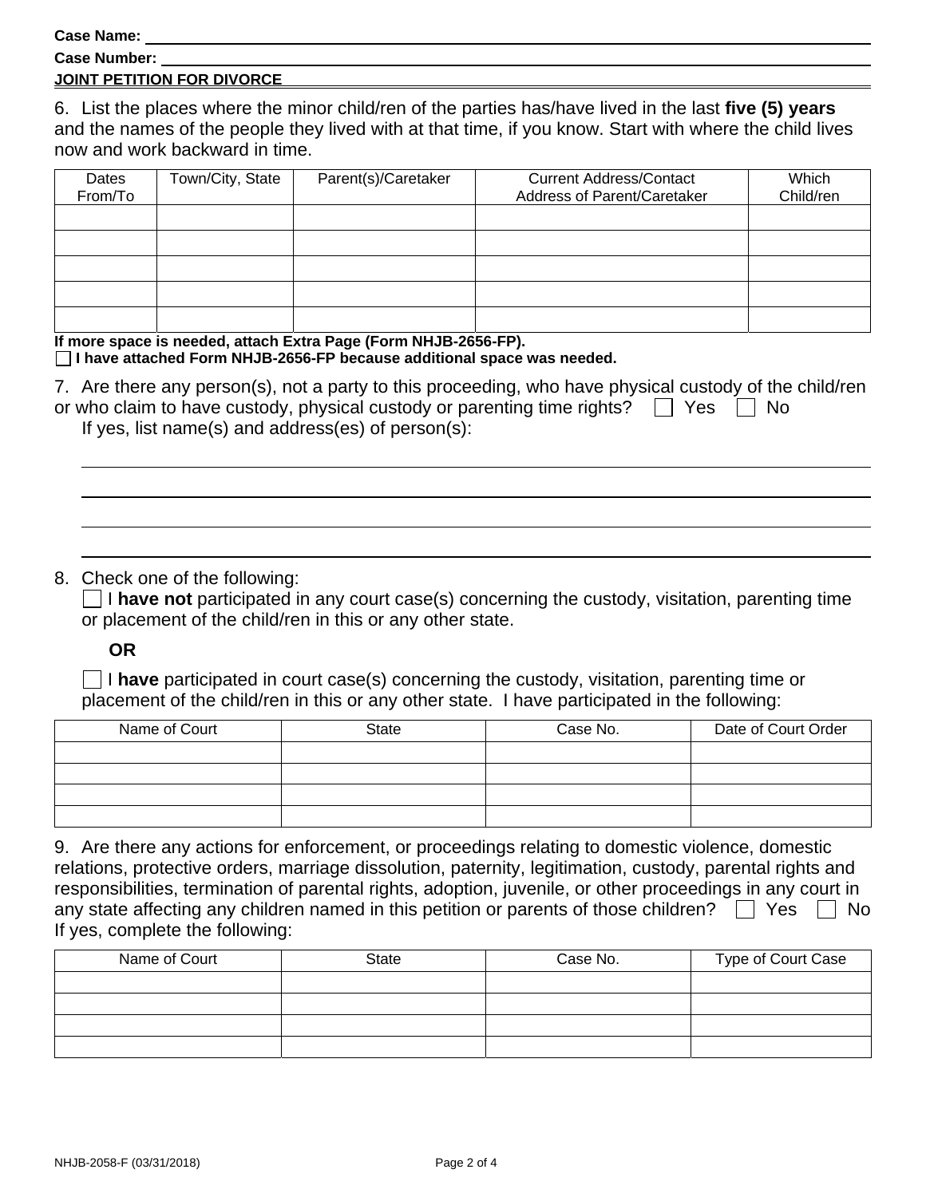Case Name: 

Case Number: 

**JOINT PETITION FOR DIVORCE**

6. List the places where the minor child/ren of the parties has/have lived in the last **five (5) years** and the names of the people they lived with at that time, if you know. Start with where the child lives now and work backward in time.

| Dates From/To | Town/City, State | Parent(s)/Caretaker | Current Address/Contact Address of Parent/Caretaker | Which Child/ren |
|---|---|---|---|---|
| | | | | |
| | | | | |
| | | | | |
| | | | | |
| | | | | |

**If more space is needed, attach Extra Page (Form NHJB-2656-FP).**

☐ **I have attached Form NHJB-2656-FP because additional space was needed.**

7. Are there any person(s), not a party to this proceeding, who have physical custody of the child/ren or who claim to have custody, physical custody or parenting time rights? ☐ Yes ☐ No

If yes, list name(s) and address(es) of person(s):

8. Check one of the following:

☐ I **have not** participated in any court case(s) concerning the custody, visitation, parenting time or placement of the child/ren in this or any other state.

**OR**

☐ I **have** participated in court case(s) concerning the custody, visitation, parenting time or placement of the child/ren in this or any other state. I have participated in the following:

| Name of Court | State | Case No. | Date of Court Order |
|---|---|---|---|
| | | | |
| | | | |
| | | | |
| | | | |

9. Are there any actions for enforcement, or proceedings relating to domestic violence, domestic relations, protective orders, marriage dissolution, paternity, legitimation, custody, parental rights and responsibilities, termination of parental rights, adoption, juvenile, or other proceedings in any court in any state affecting any children named in this petition or parents of those children? ☐ Yes ☐ No

If yes, complete the following:

| Name of Court | State | Case No. | Type of Court Case |
|---|---|---|---|
| | | | |
| | | | |
| | | | |
| | | | |

NHJB-2058-F (03/31/2018)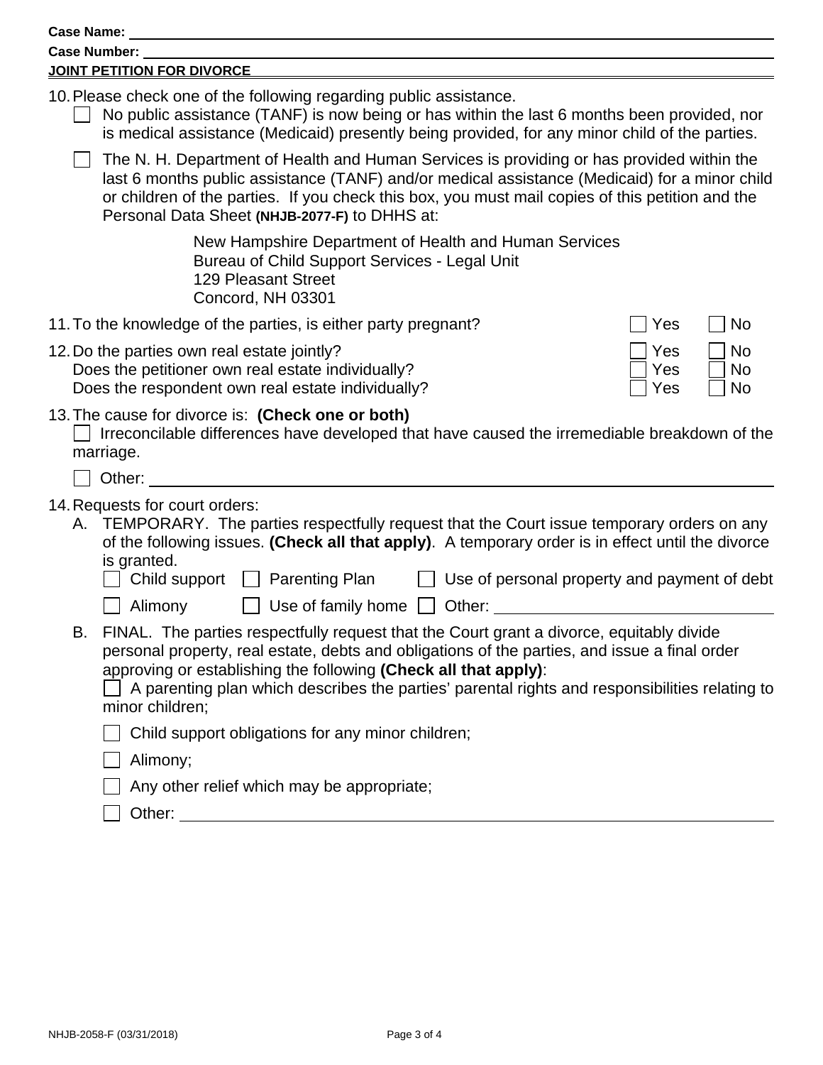Case Name: \_\_\_\_\_\_\_\_\_\_\_\_\_\_\_\_\_\_\_\_\_\_\_\_\_\_\_\_\_\_\_\_

Case Number: \_\_\_\_\_\_\_\_\_\_\_\_\_\_\_\_\_\_\_\_\_\_\_\_\_\_\_\_\_\_\_\_

**JOINT PETITION FOR DIVORCE**

10. Please check one of the following regarding public assistance.
    - ☐ No public assistance (TANF) is now being or has within the last 6 months been provided, nor is medical assistance (Medicaid) presently being provided, for any minor child of the parties.
    - ☐ The N. H. Department of Health and Human Services is providing or has provided within the last 6 months public assistance (TANF) and/or medical assistance (Medicaid) for a minor child or children of the parties. If you check this box, you must mail copies of this petition and the Personal Data Sheet **(NHJB-2077-F)** to DHHS at:

      New Hampshire Department of Health and Human Services
      Bureau of Child Support Services - Legal Unit
      129 Pleasant Street
      Concord, NH 03301

11. To the knowledge of the parties, is either party pregnant? ☐ Yes ☐ No

12. Do the parties own real estate jointly? ☐ Yes ☐ No
    Does the petitioner own real estate individually? ☐ Yes ☐ No
    Does the respondent own real estate individually? ☐ Yes ☐ No

13. The cause for divorce is: **(Check one or both)**
    ☐ Irreconcilable differences have developed that have caused the irremediable breakdown of the marriage.
    ☐ Other: \_\_\_\_\_\_\_\_\_\_\_\_\_\_\_\_\_\_\_\_\_\_\_\_\_\_\_\_\_\_\_\_

14. Requests for court orders:
    A. TEMPORARY. The parties respectfully request that the Court issue temporary orders on any of the following issues. **(Check all that apply)**. A temporary order is in effect until the divorce is granted.
       ☐ Child support ☐ Parenting Plan ☐ Use of personal property and payment of debt
       ☐ Alimony ☐ Use of family home ☐ Other: \_\_\_\_\_\_\_\_\_\_\_\_\_\_\_\_\_\_\_\_\_\_\_\_\_\_\_\_\_\_\_\_

    B. FINAL. The parties respectfully request that the Court grant a divorce, equitably divide personal property, real estate, debts and obligations of the parties, and issue a final order approving or establishing the following **(Check all that apply)**:
       - ☐ A parenting plan which describes the parties' parental rights and responsibilities relating to minor children;
       - ☐ Child support obligations for any minor children;
       - ☐ Alimony;
       - ☐ Any other relief which may be appropriate;
       - ☐ Other: \_\_\_\_\_\_\_\_\_\_\_\_\_\_\_\_\_\_\_\_\_\_\_\_\_\_\_\_\_\_\_\_

NHJB-2058-F (03/31/2018)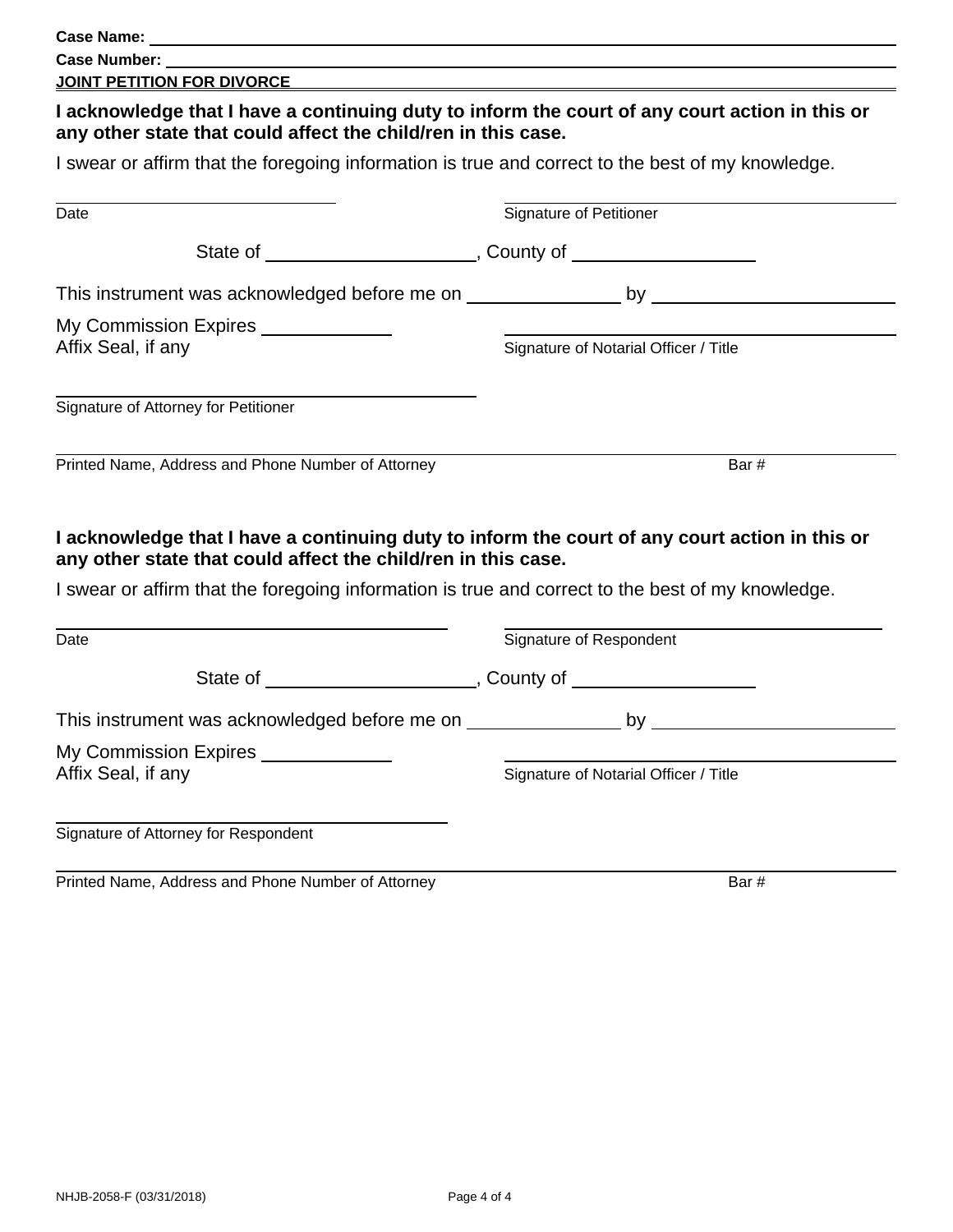Case Name: \_\_\_\_\_\_\_\_\_\_\_\_\_\_\_\_\_\_\_\_\_\_\_\_\_\_\_\_\_\_\_\_\_\_\_\_\_\_\_\_

Case Number: \_\_\_\_\_\_\_\_\_\_\_\_\_\_\_\_\_\_\_\_\_\_\_\_\_\_\_\_\_\_\_\_\_\_\_\_\_\_\_\_

**JOINT PETITION FOR DIVORCE**

**I acknowledge that I have a continuing duty to inform the court of any court action in this or any other state that could affect the child/ren in this case.**

I swear or affirm that the foregoing information is true and correct to the best of my knowledge.

\_\_\_\_\_\_\_\_\_\_\_\_\_\_\_\_\_\_\_\_\_\_\_\_\_\_ \_\_\_\_\_\_\_\_\_\_\_\_\_\_\_\_\_\_\_\_\_\_\_\_\_\_\_\_\_\_\_\_\_\_\_
Date Signature of Petitioner

State of \_\_\_\_\_\_\_\_\_\_\_\_\_\_\_\_\_\_\_\_, County of \_\_\_\_\_\_\_\_\_\_\_\_\_\_\_\_\_\_

This instrument was acknowledged before me on \_\_\_\_\_\_\_\_\_\_\_\_\_\_\_ by \_\_\_\_\_\_\_\_\_\_\_\_\_\_\_\_\_\_\_\_\_\_\_\_

My Commission Expires \_\_\_\_\_\_\_\_\_\_\_\_\_
Affix Seal, if any

\_\_\_\_\_\_\_\_\_\_\_\_\_\_\_\_\_\_\_\_\_\_\_\_\_\_\_\_\_\_\_\_\_\_\_
Signature of Notarial Officer / Title

\_\_\_\_\_\_\_\_\_\_\_\_\_\_\_\_\_\_\_\_\_\_\_\_\_\_\_\_\_\_\_\_\_\_\_\_\_\_\_\_
Signature of Attorney for Petitioner

\_\_\_\_\_\_\_\_\_\_\_\_\_\_\_\_\_\_\_\_\_\_\_\_\_\_\_\_\_\_\_\_\_\_\_\_\_\_\_\_\_\_\_\_\_\_\_\_\_\_\_\_\_\_\_\_\_\_\_\_\_\_\_\_\_\_\_\_
Printed Name, Address and Phone Number of Attorney Bar #

**I acknowledge that I have a continuing duty to inform the court of any court action in this or any other state that could affect the child/ren in this case.**

I swear or affirm that the foregoing information is true and correct to the best of my knowledge.

\_\_\_\_\_\_\_\_\_\_\_\_\_\_\_\_\_\_\_\_\_\_\_\_\_\_\_\_\_\_\_\_\_\_\_ \_\_\_\_\_\_\_\_\_\_\_\_\_\_\_\_\_\_\_\_\_\_\_\_\_\_\_\_\_\_\_\_\_\_\_
Date Signature of Respondent

State of \_\_\_\_\_\_\_\_\_\_\_\_\_\_\_\_\_\_\_\_, County of \_\_\_\_\_\_\_\_\_\_\_\_\_\_\_\_\_\_

This instrument was acknowledged before me on \_\_\_\_\_\_\_\_\_\_\_\_\_\_\_ by \_\_\_\_\_\_\_\_\_\_\_\_\_\_\_\_\_\_\_\_\_\_\_\_

My Commission Expires \_\_\_\_\_\_\_\_\_\_\_\_\_
Affix Seal, if any

\_\_\_\_\_\_\_\_\_\_\_\_\_\_\_\_\_\_\_\_\_\_\_\_\_\_\_\_\_\_\_\_\_\_\_
Signature of Notarial Officer / Title

\_\_\_\_\_\_\_\_\_\_\_\_\_\_\_\_\_\_\_\_\_\_\_\_\_\_\_\_\_\_\_\_\_\_\_\_\_\_\_\_
Signature of Attorney for Respondent

\_\_\_\_\_\_\_\_\_\_\_\_\_\_\_\_\_\_\_\_\_\_\_\_\_\_\_\_\_\_\_\_\_\_\_\_\_\_\_\_\_\_\_\_\_\_\_\_\_\_\_\_\_\_\_\_\_\_\_\_\_\_\_\_\_\_\_\_
Printed Name, Address and Phone Number of Attorney Bar #

NHJB-2058-F (03/31/2018)